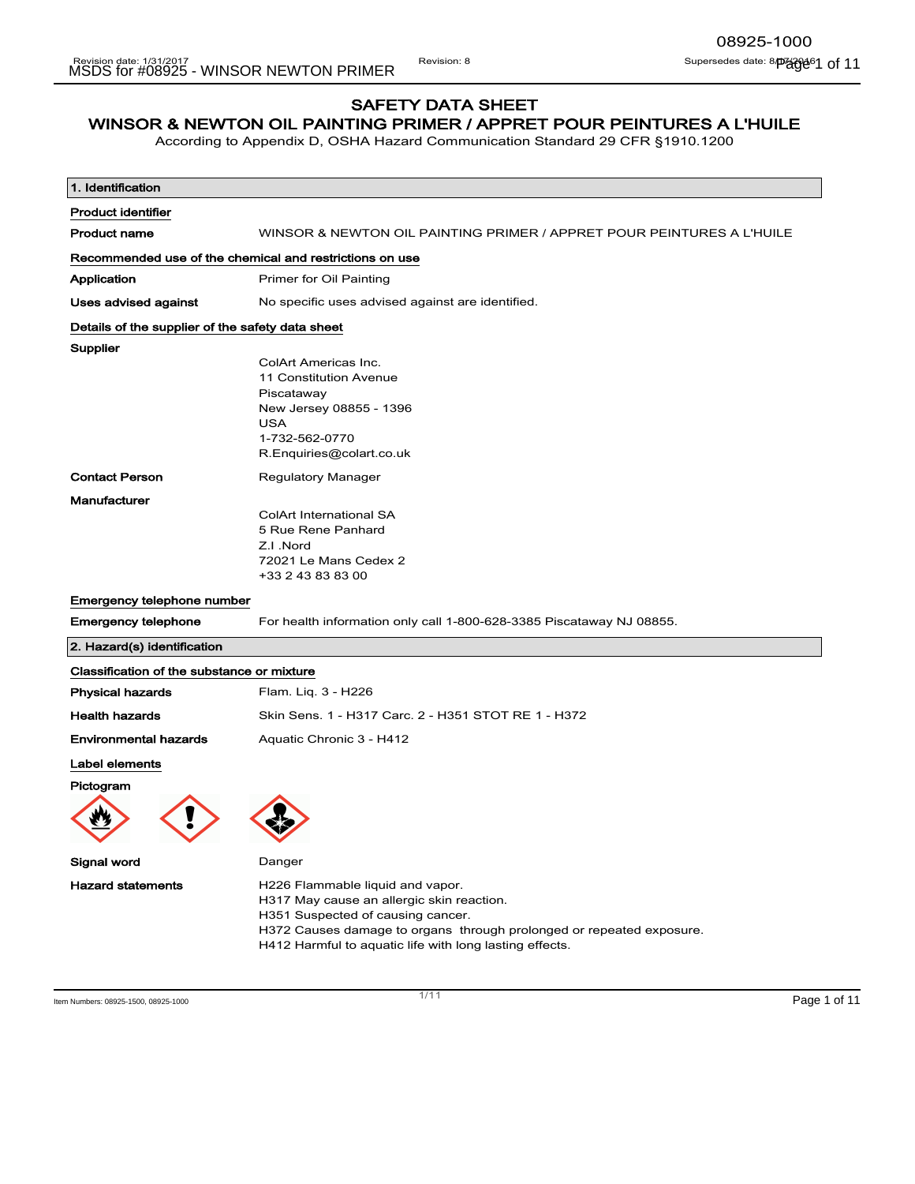# SAFETY DATA SHEET

## WINSOR & NEWTON OIL PAINTING PRIMER / APPRET POUR PEINTURES A L'HUILE

According to Appendix D, OSHA Hazard Communication Standard 29 CFR §1910.1200

### 1. Identification

**Product identifier**

| | |
|---|---|
| **Product name** | WINSOR & NEWTON OIL PAINTING PRIMER / APPRET POUR PEINTURES A L'HUILE |

**Recommended use of the chemical and restrictions on use**

| | |
|---|---|
| **Application** | Primer for Oil Painting |
| **Uses advised against** | No specific uses advised against are identified. |

**Details of the supplier of the safety data sheet**

**Supplier**

ColArt Americas Inc.
11 Constitution Avenue
Piscataway
New Jersey 08855 - 1396
USA
1-732-562-0770
R.Enquiries@colart.co.uk

**Contact Person** Regulatory Manager

**Manufacturer**

ColArt International SA
5 Rue Rene Panhard
Z.I .Nord
72021 Le Mans Cedex 2
+33 2 43 83 83 00

**Emergency telephone number**

| | |
|---|---|
| **Emergency telephone** | For health information only call 1-800-628-3385 Piscataway NJ 08855. |

### 2. Hazard(s) identification

**Classification of the substance or mixture**

| | |
|---|---|
| **Physical hazards** | Flam. Liq. 3 - H226 |
| **Health hazards** | Skin Sens. 1 - H317 Carc. 2 - H351 STOT RE 1 - H372 |
| **Environmental hazards** | Aquatic Chronic 3 - H412 |

**Label elements**

**Pictogram**

**Signal word** Danger

**Hazard statements**

H226 Flammable liquid and vapor.
H317 May cause an allergic skin reaction.
H351 Suspected of causing cancer.
H372 Causes damage to organs through prolonged or repeated exposure.
H412 Harmful to aquatic life with long lasting effects.

Item Numbers: 08925-1500, 08925-1000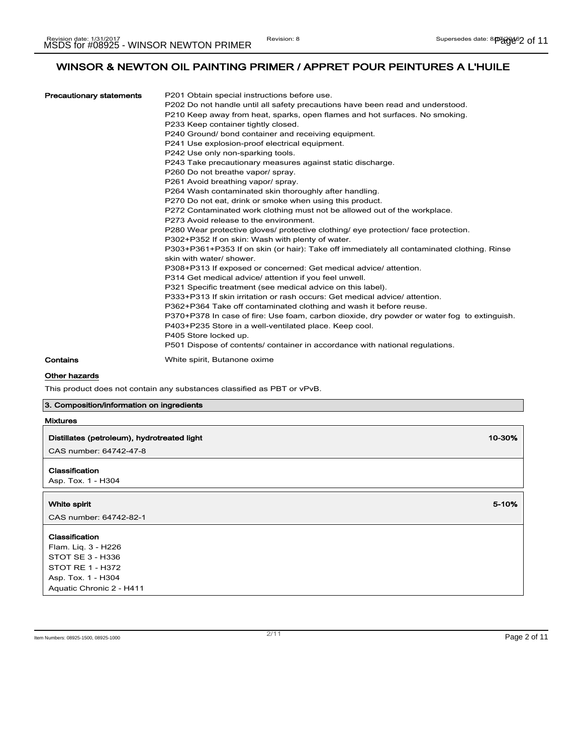# WINSOR & NEWTON OIL PAINTING PRIMER / APPRET POUR PEINTURES A L'HUILE

**Precautionary statements**

P201 Obtain special instructions before use.
P202 Do not handle until all safety precautions have been read and understood.
P210 Keep away from heat, sparks, open flames and hot surfaces. No smoking.
P233 Keep container tightly closed.
P240 Ground/ bond container and receiving equipment.
P241 Use explosion-proof electrical equipment.
P242 Use only non-sparking tools.
P243 Take precautionary measures against static discharge.
P260 Do not breathe vapor/ spray.
P261 Avoid breathing vapor/ spray.
P264 Wash contaminated skin thoroughly after handling.
P270 Do not eat, drink or smoke when using this product.
P272 Contaminated work clothing must not be allowed out of the workplace.
P273 Avoid release to the environment.
P280 Wear protective gloves/ protective clothing/ eye protection/ face protection.
P302+P352 If on skin: Wash with plenty of water.
P303+P361+P353 If on skin (or hair): Take off immediately all contaminated clothing. Rinse skin with water/ shower.
P308+P313 If exposed or concerned: Get medical advice/ attention.
P314 Get medical advice/ attention if you feel unwell.
P321 Specific treatment (see medical advice on this label).
P333+P313 If skin irritation or rash occurs: Get medical advice/ attention.
P362+P364 Take off contaminated clothing and wash it before reuse.
P370+P378 In case of fire: Use foam, carbon dioxide, dry powder or water fog to extinguish.
P403+P235 Store in a well-ventilated place. Keep cool.
P405 Store locked up.
P501 Dispose of contents/ container in accordance with national regulations.

**Contains** White spirit, Butanone oxime

## Other hazards

This product does not contain any substances classified as PBT or vPvB.

## 3. Composition/information on ingredients

### Mixtures

**Distillates (petroleum), hydrotreated light** **10-30%**

CAS number: 64742-47-8

**Classification**

Asp. Tox. 1 - H304

**White spirit** **5-10%**

CAS number: 64742-82-1

**Classification**

Flam. Liq. 3 - H226
STOT SE 3 - H336
STOT RE 1 - H372
Asp. Tox. 1 - H304
Aquatic Chronic 2 - H411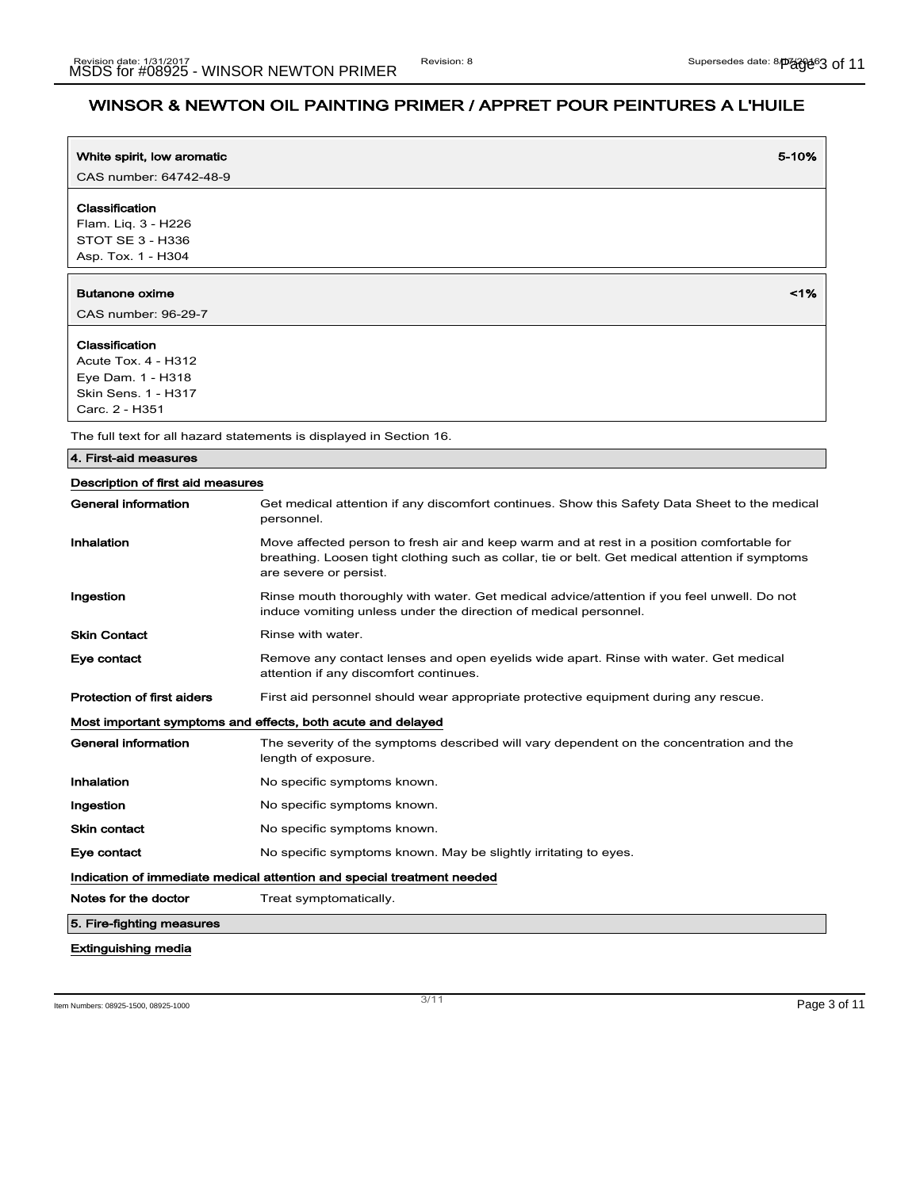## WINSOR & NEWTON OIL PAINTING PRIMER / APPRET POUR PEINTURES A L'HUILE

| **White spirit, low aromatic** | **5-10%** |
| --- | --- |
| CAS number: 64742-48-9 | |

**Classification**
Flam. Liq. 3 - H226
STOT SE 3 - H336
Asp. Tox. 1 - H304

| **Butanone oxime** | **<1%** |
| --- | --- |
| CAS number: 96-29-7 | |

**Classification**
Acute Tox. 4 - H312
Eye Dam. 1 - H318
Skin Sens. 1 - H317
Carc. 2 - H351

The full text for all hazard statements is displayed in Section 16.

### 4. First-aid measures

#### Description of first aid measures

| | |
| --- | --- |
| **General information** | Get medical attention if any discomfort continues. Show this Safety Data Sheet to the medical personnel. |
| **Inhalation** | Move affected person to fresh air and keep warm and at rest in a position comfortable for breathing. Loosen tight clothing such as collar, tie or belt. Get medical attention if symptoms are severe or persist. |
| **Ingestion** | Rinse mouth thoroughly with water. Get medical advice/attention if you feel unwell. Do not induce vomiting unless under the direction of medical personnel. |
| **Skin Contact** | Rinse with water. |
| **Eye contact** | Remove any contact lenses and open eyelids wide apart. Rinse with water. Get medical attention if any discomfort continues. |
| **Protection of first aiders** | First aid personnel should wear appropriate protective equipment during any rescue. |

#### Most important symptoms and effects, both acute and delayed

| | |
| --- | --- |
| **General information** | The severity of the symptoms described will vary dependent on the concentration and the length of exposure. |
| **Inhalation** | No specific symptoms known. |
| **Ingestion** | No specific symptoms known. |
| **Skin contact** | No specific symptoms known. |
| **Eye contact** | No specific symptoms known. May be slightly irritating to eyes. |

#### Indication of immediate medical attention and special treatment needed

| | |
| --- | --- |
| **Notes for the doctor** | Treat symptomatically. |

### 5. Fire-fighting measures

#### Extinguishing media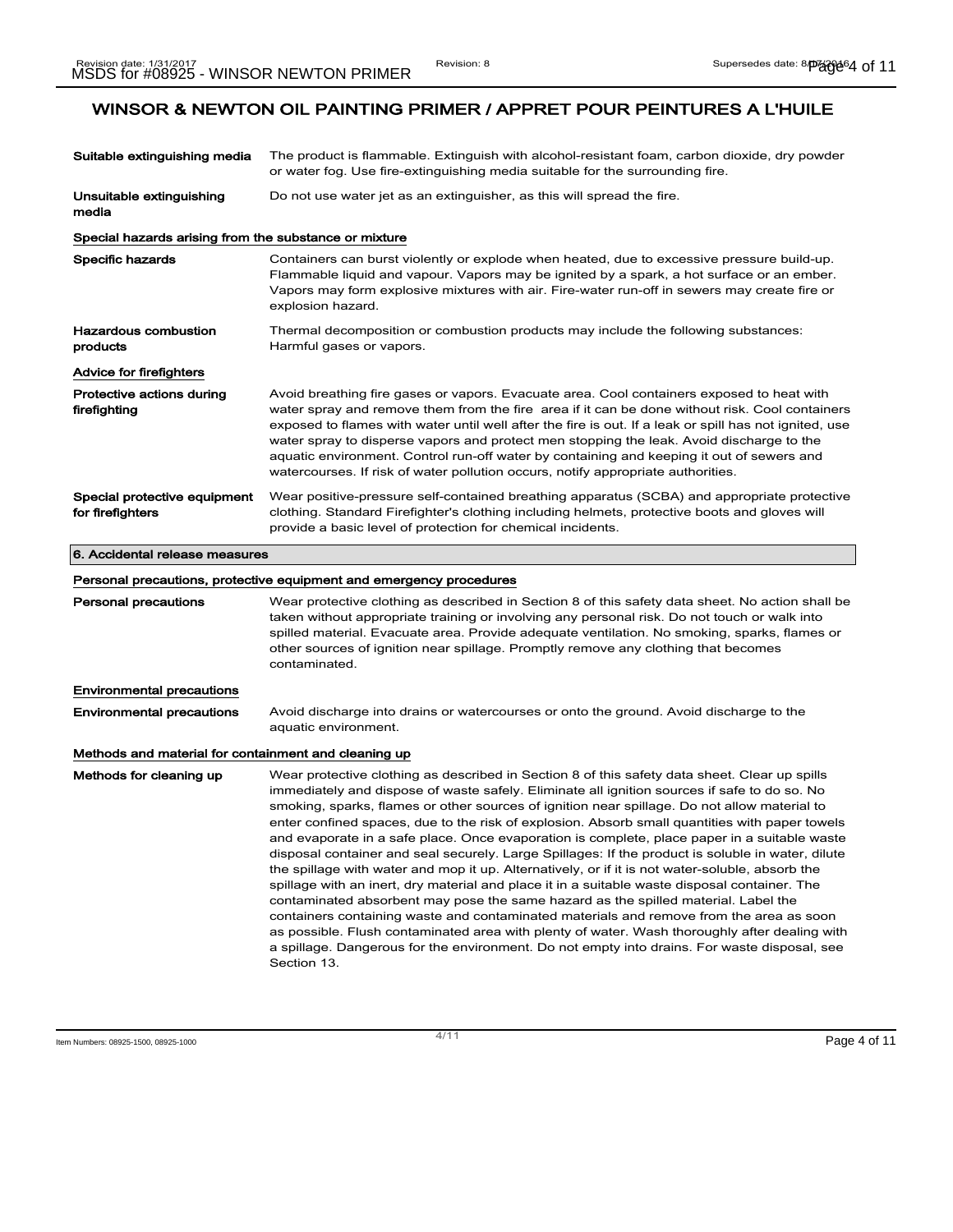# WINSOR & NEWTON OIL PAINTING PRIMER / APPRET POUR PEINTURES A L'HUILE

**Suitable extinguishing media** The product is flammable. Extinguish with alcohol-resistant foam, carbon dioxide, dry powder or water fog. Use fire-extinguishing media suitable for the surrounding fire.

**Unsuitable extinguishing media** Do not use water jet as an extinguisher, as this will spread the fire.

### Special hazards arising from the substance or mixture

**Specific hazards** Containers can burst violently or explode when heated, due to excessive pressure build-up. Flammable liquid and vapour. Vapors may be ignited by a spark, a hot surface or an ember. Vapors may form explosive mixtures with air. Fire-water run-off in sewers may create fire or explosion hazard.

**Hazardous combustion products** Thermal decomposition or combustion products may include the following substances: Harmful gases or vapors.

### Advice for firefighters

**Protective actions during firefighting** Avoid breathing fire gases or vapors. Evacuate area. Cool containers exposed to heat with water spray and remove them from the fire area if it can be done without risk. Cool containers exposed to flames with water until well after the fire is out. If a leak or spill has not ignited, use water spray to disperse vapors and protect men stopping the leak. Avoid discharge to the aquatic environment. Control run-off water by containing and keeping it out of sewers and watercourses. If risk of water pollution occurs, notify appropriate authorities.

**Special protective equipment for firefighters** Wear positive-pressure self-contained breathing apparatus (SCBA) and appropriate protective clothing. Standard Firefighter's clothing including helmets, protective boots and gloves will provide a basic level of protection for chemical incidents.

## 6. Accidental release measures

### Personal precautions, protective equipment and emergency procedures

**Personal precautions** Wear protective clothing as described in Section 8 of this safety data sheet. No action shall be taken without appropriate training or involving any personal risk. Do not touch or walk into spilled material. Evacuate area. Provide adequate ventilation. No smoking, sparks, flames or other sources of ignition near spillage. Promptly remove any clothing that becomes contaminated.

### Environmental precautions

**Environmental precautions** Avoid discharge into drains or watercourses or onto the ground. Avoid discharge to the aquatic environment.

### Methods and material for containment and cleaning up

**Methods for cleaning up** Wear protective clothing as described in Section 8 of this safety data sheet. Clear up spills immediately and dispose of waste safely. Eliminate all ignition sources if safe to do so. No smoking, sparks, flames or other sources of ignition near spillage. Do not allow material to enter confined spaces, due to the risk of explosion. Absorb small quantities with paper towels and evaporate in a safe place. Once evaporation is complete, place paper in a suitable waste disposal container and seal securely. Large Spillages: If the product is soluble in water, dilute the spillage with water and mop it up. Alternatively, or if it is not water-soluble, absorb the spillage with an inert, dry material and place it in a suitable waste disposal container. The contaminated absorbent may pose the same hazard as the spilled material. Label the containers containing waste and contaminated materials and remove from the area as soon as possible. Flush contaminated area with plenty of water. Wash thoroughly after dealing with a spillage. Dangerous for the environment. Do not empty into drains. For waste disposal, see Section 13.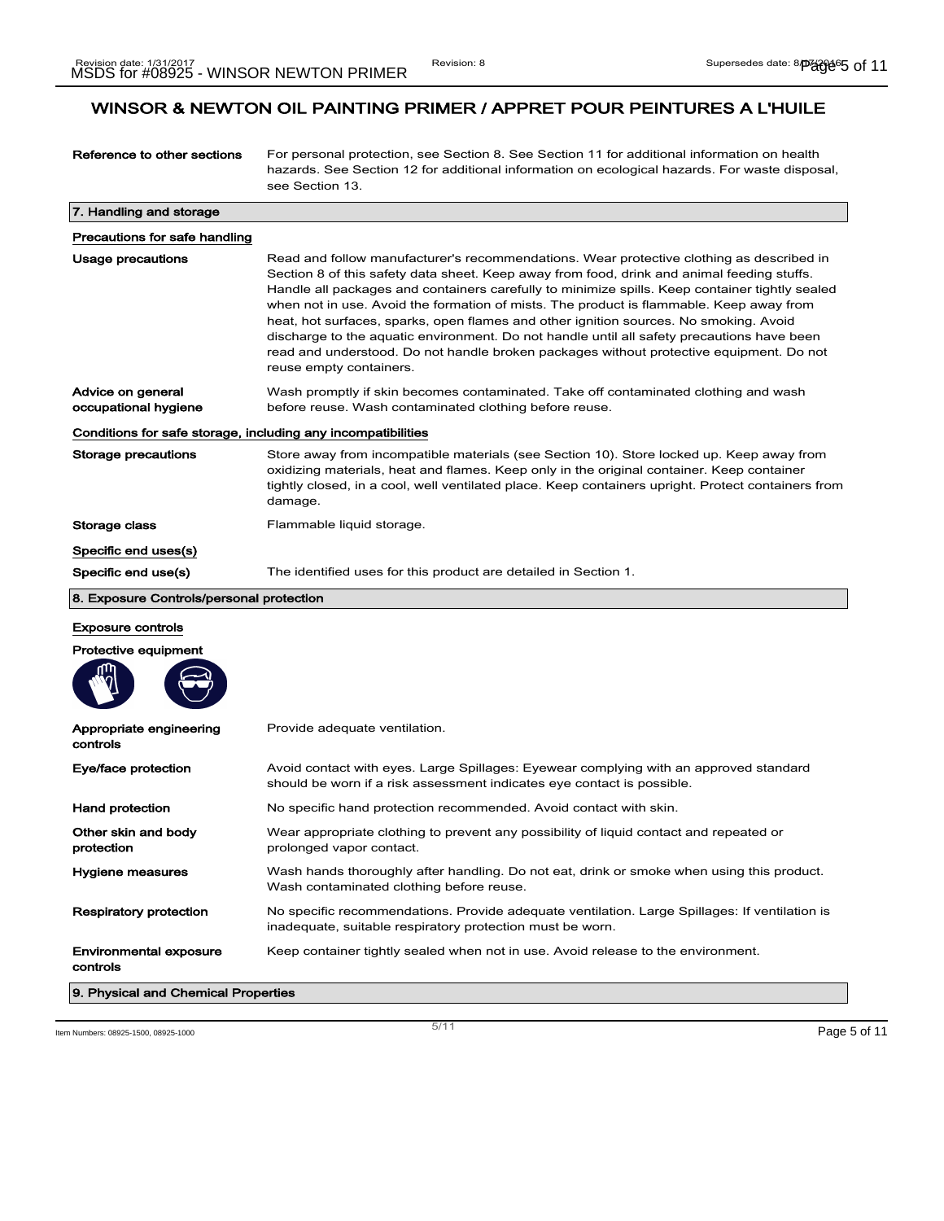## WINSOR & NEWTON OIL PAINTING PRIMER / APPRET POUR PEINTURES A L'HUILE

**Reference to other sections** For personal protection, see Section 8. See Section 11 for additional information on health hazards. See Section 12 for additional information on ecological hazards. For waste disposal, see Section 13.

### 7. Handling and storage

**Precautions for safe handling**

**Usage precautions** Read and follow manufacturer's recommendations. Wear protective clothing as described in Section 8 of this safety data sheet. Keep away from food, drink and animal feeding stuffs. Handle all packages and containers carefully to minimize spills. Keep container tightly sealed when not in use. Avoid the formation of mists. The product is flammable. Keep away from heat, hot surfaces, sparks, open flames and other ignition sources. No smoking. Avoid discharge to the aquatic environment. Do not handle until all safety precautions have been read and understood. Do not handle broken packages without protective equipment. Do not reuse empty containers.

**Advice on general occupational hygiene** Wash promptly if skin becomes contaminated. Take off contaminated clothing and wash before reuse. Wash contaminated clothing before reuse.

**Conditions for safe storage, including any incompatibilities**

**Storage precautions** Store away from incompatible materials (see Section 10). Store locked up. Keep away from oxidizing materials, heat and flames. Keep only in the original container. Keep container tightly closed, in a cool, well ventilated place. Keep containers upright. Protect containers from damage.

**Storage class** Flammable liquid storage.

**Specific end uses(s)**

**Specific end use(s)** The identified uses for this product are detailed in Section 1.

### 8. Exposure Controls/personal protection

**Exposure controls**

**Protective equipment**

**Appropriate engineering controls** Provide adequate ventilation.

**Eye/face protection** Avoid contact with eyes. Large Spillages: Eyewear complying with an approved standard should be worn if a risk assessment indicates eye contact is possible.

**Hand protection** No specific hand protection recommended. Avoid contact with skin.

**Other skin and body protection** Wear appropriate clothing to prevent any possibility of liquid contact and repeated or prolonged vapor contact.

**Hygiene measures** Wash hands thoroughly after handling. Do not eat, drink or smoke when using this product. Wash contaminated clothing before reuse.

**Respiratory protection** No specific recommendations. Provide adequate ventilation. Large Spillages: If ventilation is inadequate, suitable respiratory protection must be worn.

**Environmental exposure controls** Keep container tightly sealed when not in use. Avoid release to the environment.

### 9. Physical and Chemical Properties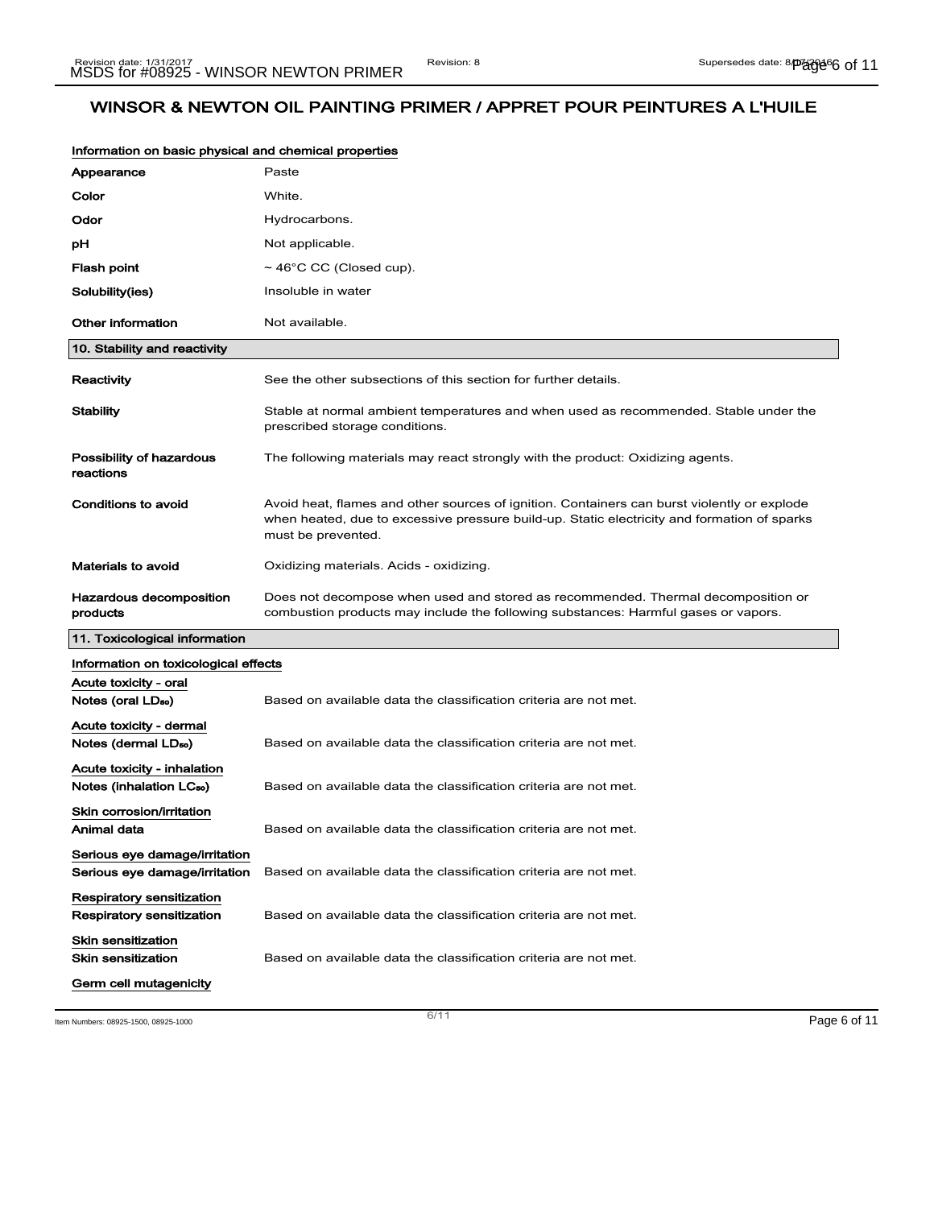# WINSOR & NEWTON OIL PAINTING PRIMER / APPRET POUR PEINTURES A L'HUILE

### Information on basic physical and chemical properties

| | |
|---|---|
| **Appearance** | Paste |
| **Color** | White. |
| **Odor** | Hydrocarbons. |
| **pH** | Not applicable. |
| **Flash point** | ~ 46°C CC (Closed cup). |
| **Solubility(ies)** | Insoluble in water |
| **Other information** | Not available. |

## 10. Stability and reactivity

| | |
|---|---|
| **Reactivity** | See the other subsections of this section for further details. |
| **Stability** | Stable at normal ambient temperatures and when used as recommended. Stable under the prescribed storage conditions. |
| **Possibility of hazardous reactions** | The following materials may react strongly with the product: Oxidizing agents. |
| **Conditions to avoid** | Avoid heat, flames and other sources of ignition. Containers can burst violently or explode when heated, due to excessive pressure build-up. Static electricity and formation of sparks must be prevented. |
| **Materials to avoid** | Oxidizing materials. Acids - oxidizing. |
| **Hazardous decomposition products** | Does not decompose when used and stored as recommended. Thermal decomposition or combustion products may include the following substances: Harmful gases or vapors. |

## 11. Toxicological information

### Information on toxicological effects

**Acute toxicity - oral**

| | |
|---|---|
| **Notes (oral $LD_{50}$)** | Based on available data the classification criteria are not met. |

**Acute toxicity - dermal**

| | |
|---|---|
| **Notes (dermal $LD_{50}$)** | Based on available data the classification criteria are not met. |

**Acute toxicity - inhalation**

| | |
|---|---|
| **Notes (inhalation $LC_{50}$)** | Based on available data the classification criteria are not met. |

**Skin corrosion/irritation**

| | |
|---|---|
| **Animal data** | Based on available data the classification criteria are not met. |

**Serious eye damage/irritation**

| | |
|---|---|
| **Serious eye damage/irritation** | Based on available data the classification criteria are not met. |

**Respiratory sensitization**

| | |
|---|---|
| **Respiratory sensitization** | Based on available data the classification criteria are not met. |

**Skin sensitization**

| | |
|---|---|
| **Skin sensitization** | Based on available data the classification criteria are not met. |

**Germ cell mutagenicity**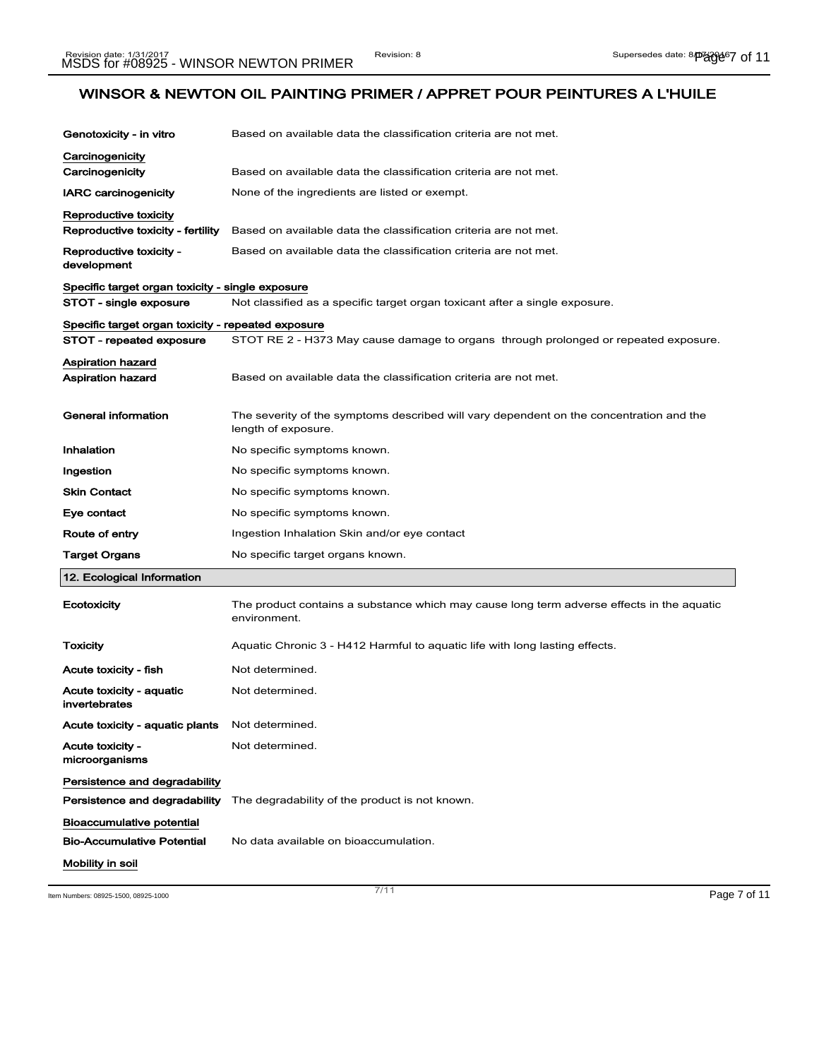## WINSOR & NEWTON OIL PAINTING PRIMER / APPRET POUR PEINTURES A L'HUILE

**Genotoxicity - in vitro** Based on available data the classification criteria are not met.

### Carcinogenicity

**Carcinogenicity** Based on available data the classification criteria are not met.

**IARC carcinogenicity** None of the ingredients are listed or exempt.

### Reproductive toxicity

**Reproductive toxicity - fertility** Based on available data the classification criteria are not met.

**Reproductive toxicity - development** Based on available data the classification criteria are not met.

### Specific target organ toxicity - single exposure

**STOT - single exposure** Not classified as a specific target organ toxicant after a single exposure.

### Specific target organ toxicity - repeated exposure

**STOT - repeated exposure** STOT RE 2 - H373 May cause damage to organs through prolonged or repeated exposure.

### Aspiration hazard

**Aspiration hazard** Based on available data the classification criteria are not met.

**General information** The severity of the symptoms described will vary dependent on the concentration and the length of exposure.

**Inhalation** No specific symptoms known.

**Ingestion** No specific symptoms known.

**Skin Contact** No specific symptoms known.

**Eye contact** No specific symptoms known.

**Route of entry** Ingestion Inhalation Skin and/or eye contact

**Target Organs** No specific target organs known.

## 12. Ecological Information

**Ecotoxicity** The product contains a substance which may cause long term adverse effects in the aquatic environment.

**Toxicity** Aquatic Chronic 3 - H412 Harmful to aquatic life with long lasting effects.

**Acute toxicity - fish** Not determined.

**Acute toxicity - aquatic invertebrates** Not determined.

**Acute toxicity - aquatic plants** Not determined.

**Acute toxicity - microorganisms** Not determined.

### Persistence and degradability

**Persistence and degradability** The degradability of the product is not known.

### Bioaccumulative potential

**Bio-Accumulative Potential** No data available on bioaccumulation.

### Mobility in soil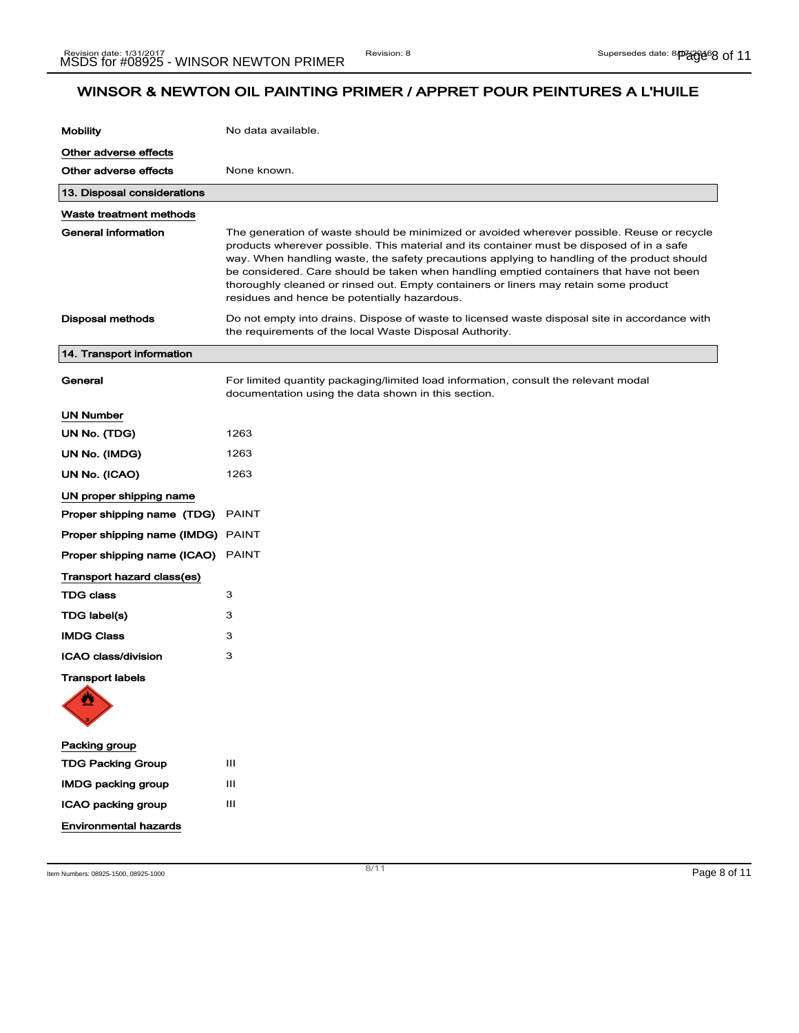## WINSOR & NEWTON OIL PAINTING PRIMER / APPRET POUR PEINTURES A L'HUILE

**Mobility** No data available.

**Other adverse effects**

**Other adverse effects** None known.

### 13. Disposal considerations

**Waste treatment methods**

**General information** The generation of waste should be minimized or avoided wherever possible. Reuse or recycle products wherever possible. This material and its container must be disposed of in a safe way. When handling waste, the safety precautions applying to handling of the product should be considered. Care should be taken when handling emptied containers that have not been thoroughly cleaned or rinsed out. Empty containers or liners may retain some product residues and hence be potentially hazardous.

**Disposal methods** Do not empty into drains. Dispose of waste to licensed waste disposal site in accordance with the requirements of the local Waste Disposal Authority.

### 14. Transport information

**General** For limited quantity packaging/limited load information, consult the relevant modal documentation using the data shown in this section.

**UN Number**

| | |
|---|---|
| **UN No. (TDG)** | 1263 |
| **UN No. (IMDG)** | 1263 |
| **UN No. (ICAO)** | 1263 |

**UN proper shipping name**

| | |
|---|---|
| **Proper shipping name (TDG)** | PAINT |
| **Proper shipping name (IMDG)** | PAINT |
| **Proper shipping name (ICAO)** | PAINT |

**Transport hazard class(es)**

| | |
|---|---|
| **TDG class** | 3 |
| **TDG label(s)** | 3 |
| **IMDG Class** | 3 |
| **ICAO class/division** | 3 |

**Transport labels**

**Packing group**

| | |
|---|---|
| **TDG Packing Group** | III |
| **IMDG packing group** | III |
| **ICAO packing group** | III |

**Environmental hazards**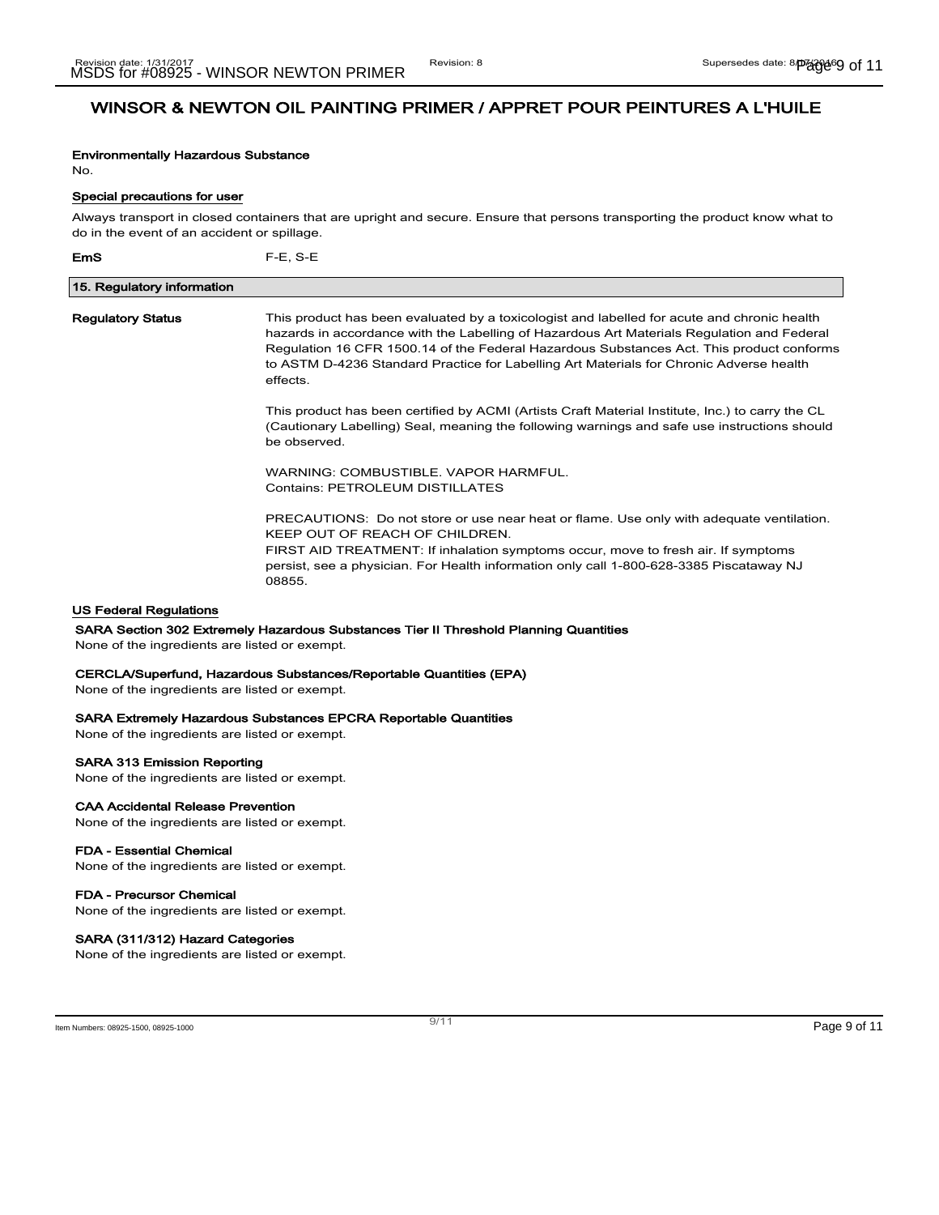# WINSOR & NEWTON OIL PAINTING PRIMER / APPRET POUR PEINTURES A L'HUILE

**Environmentally Hazardous Substance**

No.

**Special precautions for user**

Always transport in closed containers that are upright and secure. Ensure that persons transporting the product know what to do in the event of an accident or spillage.

**EmS** F-E, S-E

## 15. Regulatory information

**Regulatory Status**

This product has been evaluated by a toxicologist and labelled for acute and chronic health hazards in accordance with the Labelling of Hazardous Art Materials Regulation and Federal Regulation 16 CFR 1500.14 of the Federal Hazardous Substances Act. This product conforms to ASTM D-4236 Standard Practice for Labelling Art Materials for Chronic Adverse health effects.

This product has been certified by ACMI (Artists Craft Material Institute, Inc.) to carry the CL (Cautionary Labelling) Seal, meaning the following warnings and safe use instructions should be observed.

WARNING: COMBUSTIBLE. VAPOR HARMFUL.
Contains: PETROLEUM DISTILLATES

PRECAUTIONS: Do not store or use near heat or flame. Use only with adequate ventilation.
KEEP OUT OF REACH OF CHILDREN.
FIRST AID TREATMENT: If inhalation symptoms occur, move to fresh air. If symptoms persist, see a physician. For Health information only call 1-800-628-3385 Piscataway NJ 08855.

**US Federal Regulations**

**SARA Section 302 Extremely Hazardous Substances Tier II Threshold Planning Quantities**

None of the ingredients are listed or exempt.

**CERCLA/Superfund, Hazardous Substances/Reportable Quantities (EPA)**

None of the ingredients are listed or exempt.

**SARA Extremely Hazardous Substances EPCRA Reportable Quantities**

None of the ingredients are listed or exempt.

**SARA 313 Emission Reporting**

None of the ingredients are listed or exempt.

**CAA Accidental Release Prevention**

None of the ingredients are listed or exempt.

**FDA - Essential Chemical**

None of the ingredients are listed or exempt.

**FDA - Precursor Chemical**

None of the ingredients are listed or exempt.

**SARA (311/312) Hazard Categories**

None of the ingredients are listed or exempt.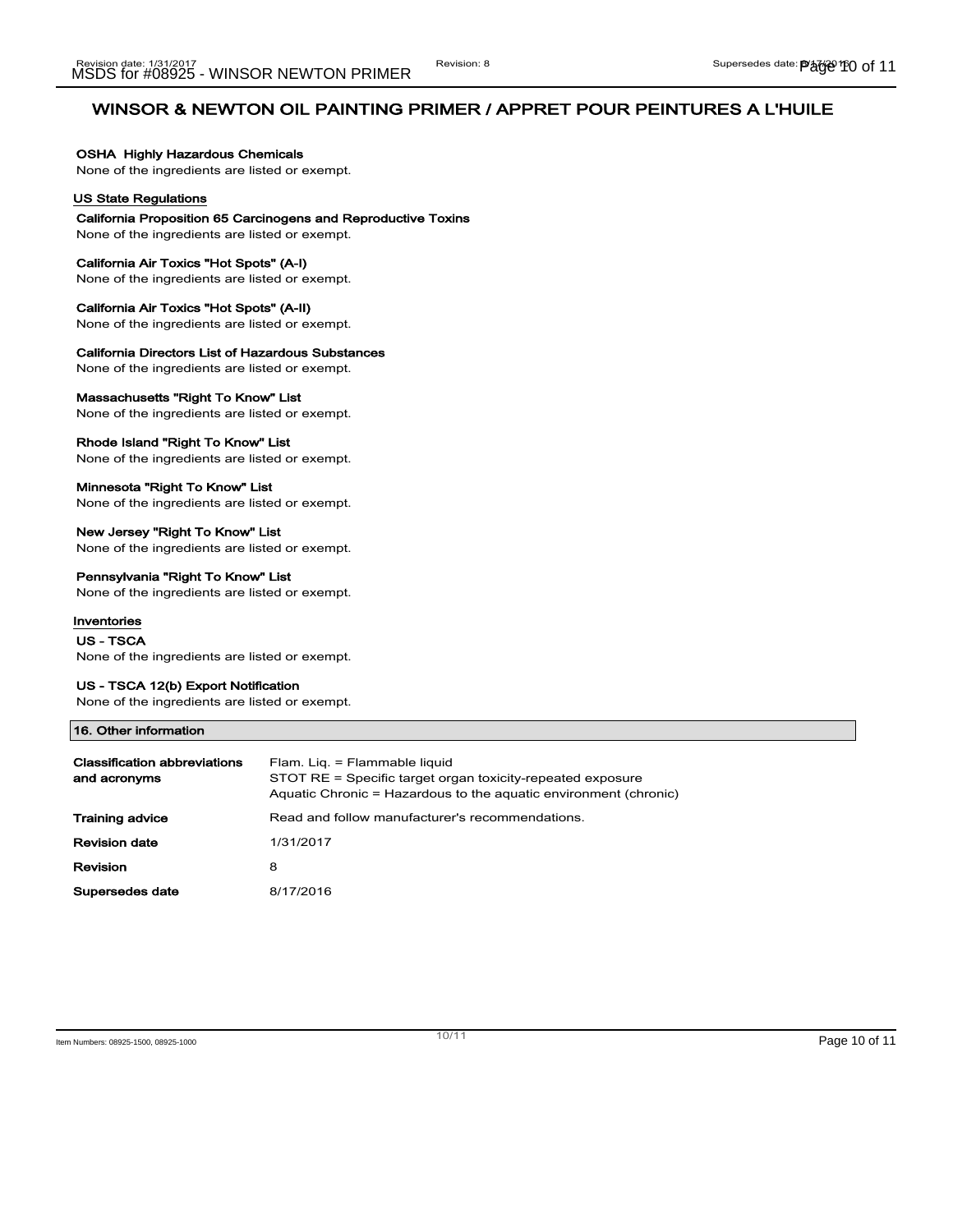## WINSOR & NEWTON OIL PAINTING PRIMER / APPRET POUR PEINTURES A L'HUILE

**OSHA Highly Hazardous Chemicals**
None of the ingredients are listed or exempt.

### US State Regulations

**California Proposition 65 Carcinogens and Reproductive Toxins**
None of the ingredients are listed or exempt.

**California Air Toxics "Hot Spots" (A-I)**
None of the ingredients are listed or exempt.

**California Air Toxics "Hot Spots" (A-II)**
None of the ingredients are listed or exempt.

**California Directors List of Hazardous Substances**
None of the ingredients are listed or exempt.

**Massachusetts "Right To Know" List**
None of the ingredients are listed or exempt.

**Rhode Island "Right To Know" List**
None of the ingredients are listed or exempt.

**Minnesota "Right To Know" List**
None of the ingredients are listed or exempt.

**New Jersey "Right To Know" List**
None of the ingredients are listed or exempt.

**Pennsylvania "Right To Know" List**
None of the ingredients are listed or exempt.

### Inventories

**US - TSCA**
None of the ingredients are listed or exempt.

**US - TSCA 12(b) Export Notification**
None of the ingredients are listed or exempt.

## 16. Other information

| | |
|---|---|
| **Classification abbreviations and acronyms** | Flam. Liq. = Flammable liquid<br>STOT RE = Specific target organ toxicity-repeated exposure<br>Aquatic Chronic = Hazardous to the aquatic environment (chronic) |
| **Training advice** | Read and follow manufacturer's recommendations. |
| **Revision date** | 1/31/2017 |
| **Revision** | 8 |
| **Supersedes date** | 8/17/2016 |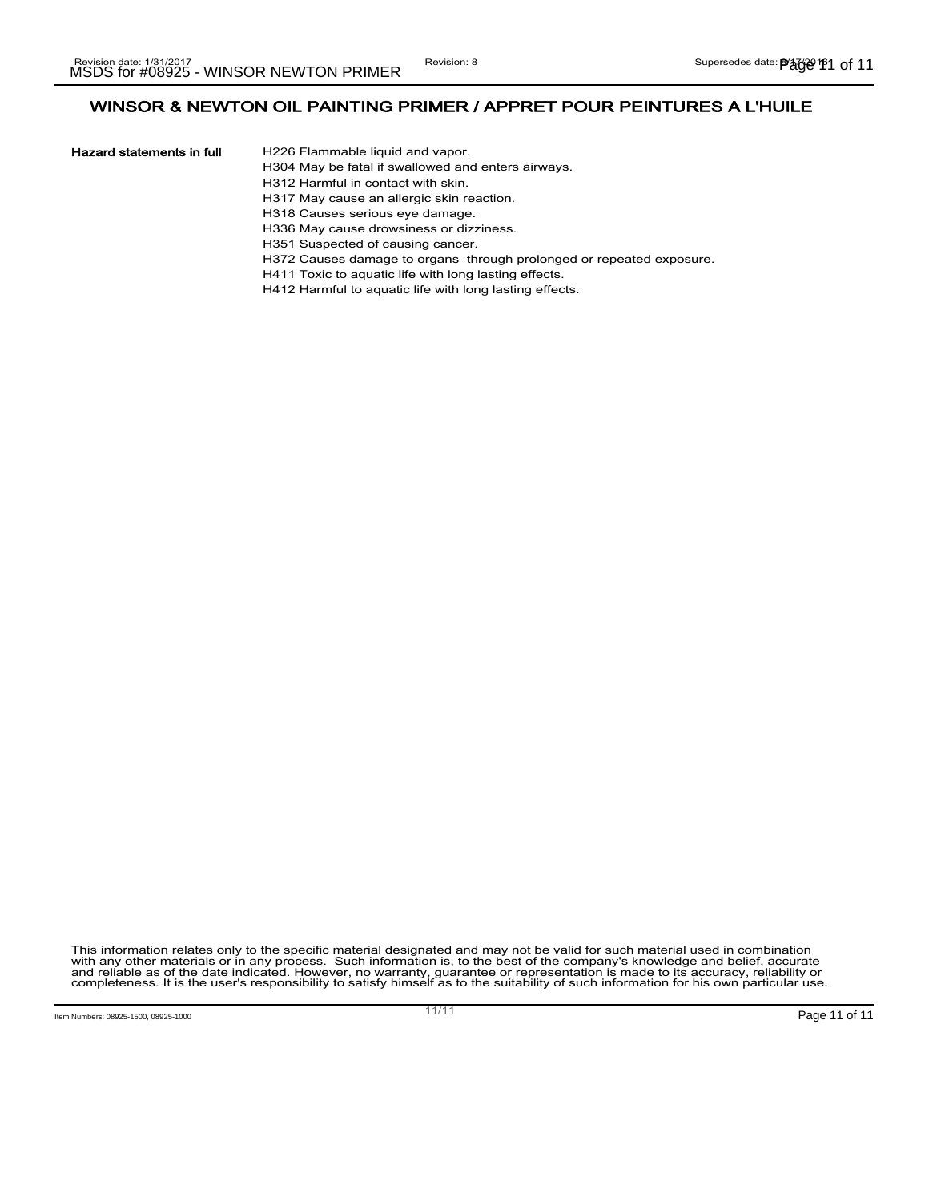## WINSOR & NEWTON OIL PAINTING PRIMER / APPRET POUR PEINTURES A L'HUILE

| | |
|---|---|
| **Hazard statements in full** | H226 Flammable liquid and vapor.<br>H304 May be fatal if swallowed and enters airways.<br>H312 Harmful in contact with skin.<br>H317 May cause an allergic skin reaction.<br>H318 Causes serious eye damage.<br>H336 May cause drowsiness or dizziness.<br>H351 Suspected of causing cancer.<br>H372 Causes damage to organs through prolonged or repeated exposure.<br>H411 Toxic to aquatic life with long lasting effects.<br>H412 Harmful to aquatic life with long lasting effects. |

This information relates only to the specific material designated and may not be valid for such material used in combination with any other materials or in any process. Such information is, to the best of the company's knowledge and belief, accurate and reliable as of the date indicated. However, no warranty, guarantee or representation is made to its accuracy, reliability or completeness. It is the user's responsibility to satisfy himself as to the suitability of such information for his own particular use.

Item Numbers: 08925-1500, 08925-1000